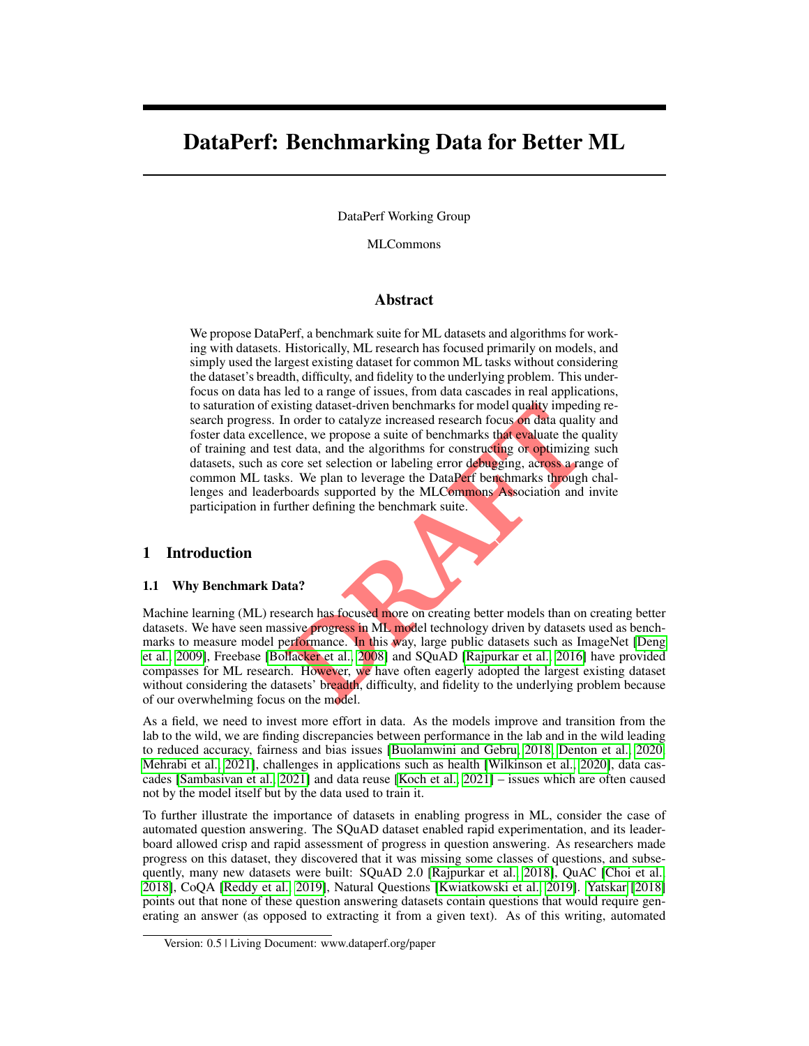# DataPerf: Benchmarking Data for Better ML

DataPerf Working Group

MLCommons

## Abstract

We propose DataPerf, a benchmark suite for ML datasets and algorithms for working with datasets. Historically, ML research has focused primarily on models, and simply used the largest existing dataset for common ML tasks without considering the dataset's breadth, difficulty, and fidelity to the underlying problem. This underfocus on data has led to a range of issues, from data cascades in real applications, to saturation of existing dataset-driven benchmarks for model quality impeding research progress. In order to catalyze increased research focus on data quality and foster data excellence, we propose a suite of benchmarks that evaluate the quality of training and test data, and the algorithms for constructing or optimizing such datasets, such as core set selection or labeling error debugging, across a range of common ML tasks. We plan to leverage the DataPerf benchmarks through challenges and leaderboards supported by the MLCommons Association and invite participation in further defining the benchmark suite.

## 1 Introduction

### 1.1 Why Benchmark Data?

Machine learning (ML) research has focused more on creating better models than on creating better datasets. We have seen massive progress in ML model technology driven by datasets used as benchmarks to measure model performance. In this way, large public datasets such as ImageNet [Deng et al., 2009], Freebase [Bollacker et al., 2008] and SQuAD [Rajpurkar et al., 2016] have provided compasses for ML research. However, we have often eagerly adopted the largest existing dataset without considering the datasets' breadth, difficulty, and fidelity to the underlying problem because of our overwhelming focus on the model.

As a field, we need to invest more effort in data. As the models improve and transition from the lab to the wild, we are finding discrepancies between performance in the lab and in the wild leading to reduced accuracy, fairness and bias issues [Buolamwini and Gebru, 2018, Denton et al., 2020, Mehrabi et al., 2021], challenges in applications such as health [Wilkinson et al., 2020], data cascades [Sambasivan et al., 2021] and data reuse [Koch et al., 2021] – issues which are often caused not by the model itself but by the data used to train it.

To further illustrate the importance of datasets in enabling progress in ML, consider the case of automated question answering. The SQuAD dataset enabled rapid experimentation, and its leaderboard allowed crisp and rapid assessment of progress in question answering. As researchers made progress on this dataset, they discovered that it was missing some classes of questions, and subsequently, many new datasets were built: SQuAD 2.0 [Rajpurkar et al., 2018], QuAC [Choi et al., 2018], CoQA [Reddy et al., 2019], Natural Questions [Kwiatkowski et al., 2019]. Yatskar [2018] points out that none of these question answering datasets contain questions that would require generating an answer (as opposed to extracting it from a given text). As of this writing, automated

Version: 0.5 | Living Document: www.dataperf.org/paper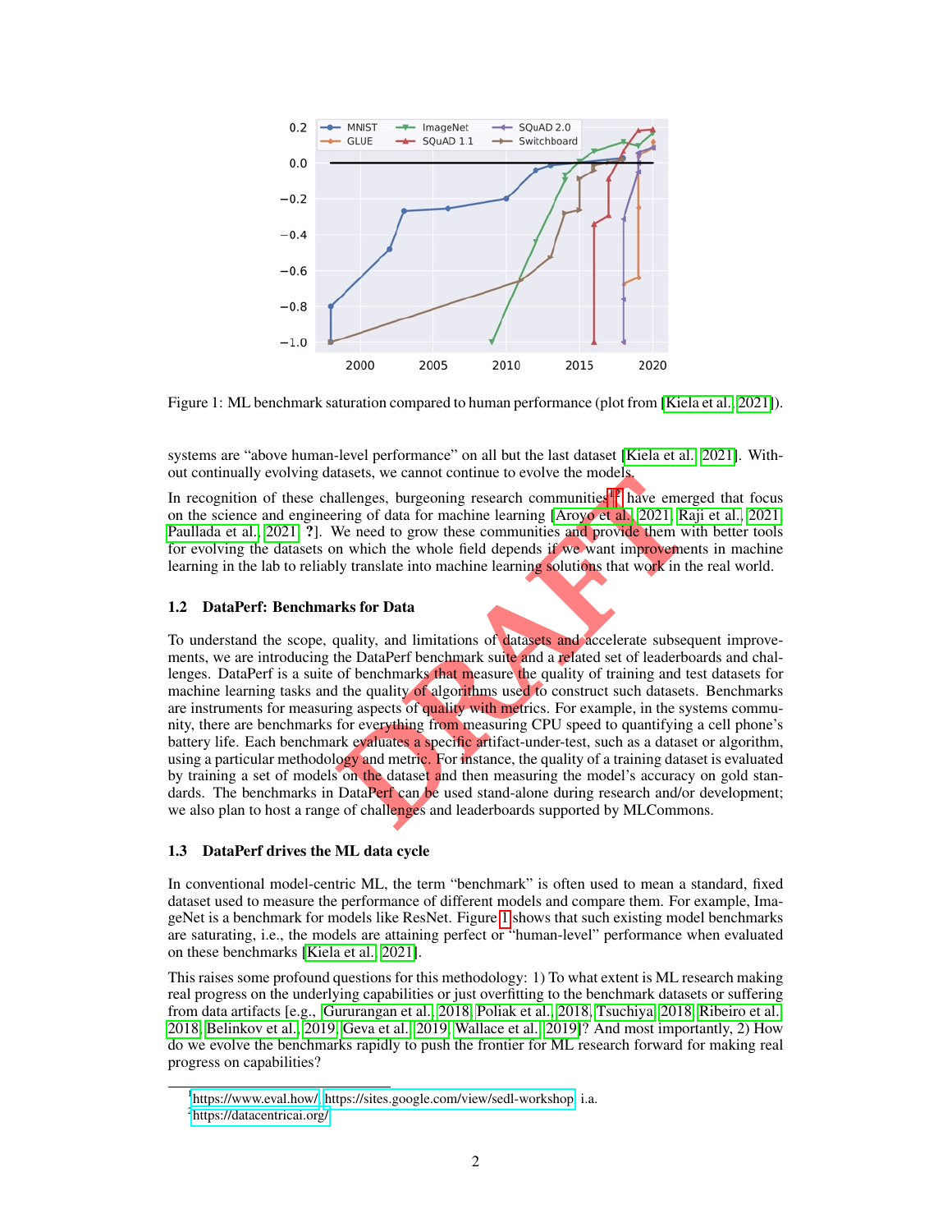0.2
0.0
−0.2
−0.4
−0.6
−0.8
−1.0
2000
2005
2010
2015
2020
MNIST
GLUE
ImageNet
SQuAD 1.1
SQuAD 2.0
Switchboard

Figure 1: ML benchmark saturation compared to human performance (plot from [Kiela et al., 2021]).

systems are "above human-level performance" on all but the last dataset [Kiela et al., 2021]. Without continually evolving datasets, we cannot continue to evolve the models.

In recognition of these challenges, burgeoning research communities[1]? have emerged that focus on the science and engineering of data for machine learning [Aroyo et al., 2021, Raji et al., 2021, Paullada et al., 2021, ?]. We need to grow these communities and provide them with better tools for evolving the datasets on which the whole field depends if we want improvements in machine learning in the lab to reliably translate into machine learning solutions that work in the real world.

### 1.2 DataPerf: Benchmarks for Data

To understand the scope, quality, and limitations of datasets and accelerate subsequent improvements, we are introducing the DataPerf benchmark suite and a related set of leaderboards and challenges. DataPerf is a suite of benchmarks that measure the quality of training and test datasets for machine learning tasks and the quality of algorithms used to construct such datasets. Benchmarks are instruments for measuring aspects of quality with metrics. For example, in the systems community, there are benchmarks for everything from measuring CPU speed to quantifying a cell phone's battery life. Each benchmark evaluates a specific artifact-under-test, such as a dataset or algorithm, using a particular methodology and metric. For instance, the quality of a training dataset is evaluated by training a set of models on the dataset and then measuring the model's accuracy on gold standards. The benchmarks in DataPerf can be used stand-alone during research and/or development; we also plan to host a range of challenges and leaderboards supported by MLCommons.

### 1.3 DataPerf drives the ML data cycle

In conventional model-centric ML, the term "benchmark" is often used to mean a standard, fixed dataset used to measure the performance of different models and compare them. For example, ImageNet is a benchmark for models like ResNet. Figure 1 shows that such existing model benchmarks are saturating, i.e., the models are attaining perfect or "human-level" performance when evaluated on these benchmarks [Kiela et al., 2021].

This raises some profound questions for this methodology: 1) To what extent is ML research making real progress on the underlying capabilities or just overfitting to the benchmark datasets or suffering from data artifacts [e.g., Gururangan et al., 2018, Poliak et al., 2018, Tsuchiya, 2018, Ribeiro et al., 2018, Belinkov et al., 2019, Geva et al., 2019, Wallace et al., 2019]? And most importantly, 2) How do we evolve the benchmarks rapidly to push the frontier for ML research forward for making real progress on capabilities?

[1] https://www.eval.how/, https://sites.google.com/view/sedl-workshop, i.a.
[2] https://datacentricai.org/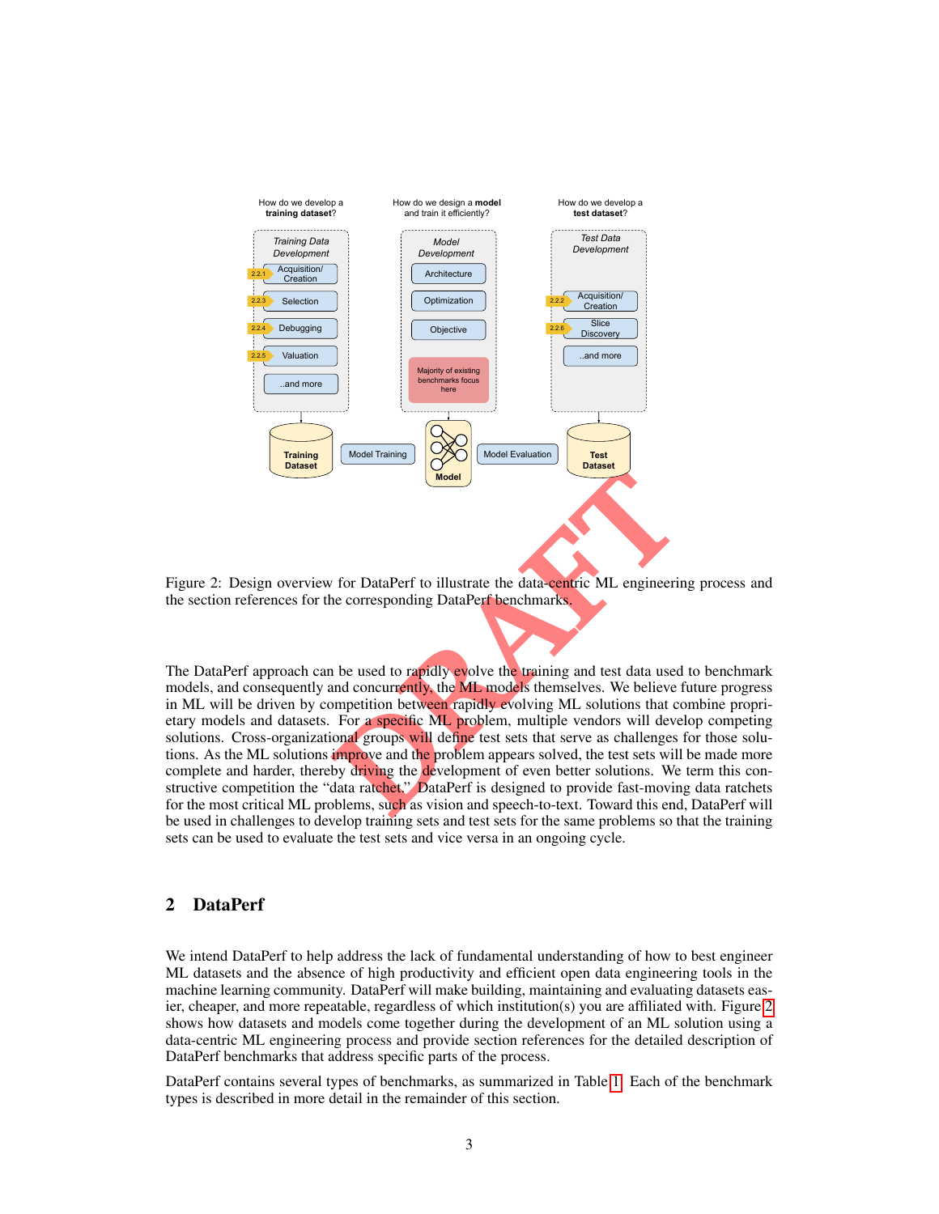How do we develop a **training dataset**?

How do we design a **model** and train it efficiently?

How do we develop a **test dataset**?

*Training Data Development*

2.2.1 Acquisition/ Creation

2.2.3 Selection

2.2.4 Debugging

2.2.5 Valuation

..and more

*Model Development*

Architecture

Optimization

Objective

Majority of existing benchmarks focus here

*Test Data Development*

2.2.2 Acquisition/ Creation

2.2.6 Slice Discovery

..and more

**Training Dataset**

Model Training

**Model**

Model Evaluation

**Test Dataset**

Figure 2: Design overview for DataPerf to illustrate the data-centric ML engineering process and the section references for the corresponding DataPerf benchmarks.

The DataPerf approach can be used to rapidly evolve the training and test data used to benchmark models, and consequently and concurrently, the ML models themselves. We believe future progress in ML will be driven by competition between rapidly evolving ML solutions that combine proprietary models and datasets. For a specific ML problem, multiple vendors will develop competing solutions. Cross-organizational groups will define test sets that serve as challenges for those solutions. As the ML solutions improve and the problem appears solved, the test sets will be made more complete and harder, thereby driving the development of even better solutions. We term this constructive competition the "data ratchet." DataPerf is designed to provide fast-moving data ratchets for the most critical ML problems, such as vision and speech-to-text. Toward this end, DataPerf will be used in challenges to develop training sets and test sets for the same problems so that the training sets can be used to evaluate the test sets and vice versa in an ongoing cycle.

## 2 DataPerf

We intend DataPerf to help address the lack of fundamental understanding of how to best engineer ML datasets and the absence of high productivity and efficient open data engineering tools in the machine learning community. DataPerf will make building, maintaining and evaluating datasets easier, cheaper, and more repeatable, regardless of which institution(s) you are affiliated with. Figure 2 shows how datasets and models come together during the development of an ML solution using a data-centric ML engineering process and provide section references for the detailed description of DataPerf benchmarks that address specific parts of the process.

DataPerf contains several types of benchmarks, as summarized in Table 1. Each of the benchmark types is described in more detail in the remainder of this section.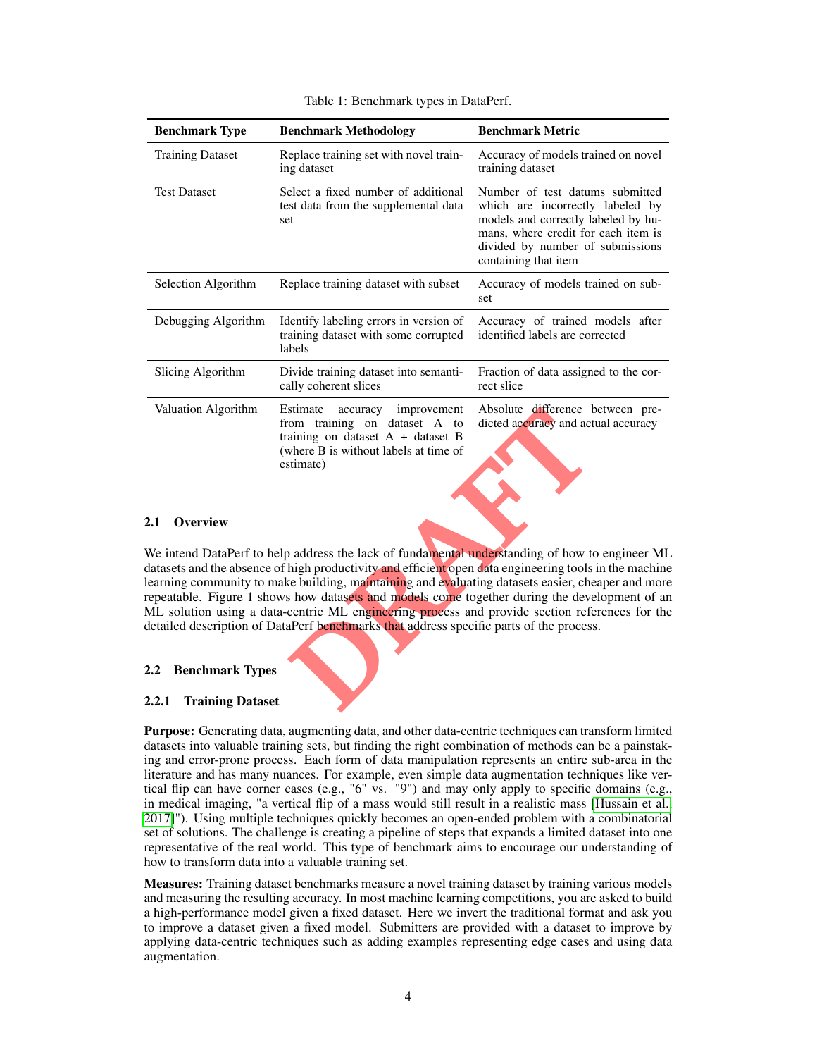Table 1: Benchmark types in DataPerf.

| Benchmark Type | Benchmark Methodology | Benchmark Metric |
|---|---|---|
| Training Dataset | Replace training set with novel training dataset | Accuracy of models trained on novel training dataset |
| Test Dataset | Select a fixed number of additional test data from the supplemental data set | Number of test datums submitted which are incorrectly labeled by models and correctly labeled by humans, where credit for each item is divided by number of submissions containing that item |
| Selection Algorithm | Replace training dataset with subset | Accuracy of models trained on subset |
| Debugging Algorithm | Identify labeling errors in version of training dataset with some corrupted labels | Accuracy of trained models after identified labels are corrected |
| Slicing Algorithm | Divide training dataset into semantically coherent slices | Fraction of data assigned to the correct slice |
| Valuation Algorithm | Estimate accuracy improvement from training on dataset A to training on dataset A + dataset B (where B is without labels at time of estimate) | Absolute difference between predicted accuracy and actual accuracy |

### 2.1 Overview

We intend DataPerf to help address the lack of fundamental understanding of how to engineer ML datasets and the absence of high productivity and efficient open data engineering tools in the machine learning community to make building, maintaining and evaluating datasets easier, cheaper and more repeatable. Figure 1 shows how datasets and models come together during the development of an ML solution using a data-centric ML engineering process and provide section references for the detailed description of DataPerf benchmarks that address specific parts of the process.

### 2.2 Benchmark Types

#### 2.2.1 Training Dataset

**Purpose:** Generating data, augmenting data, and other data-centric techniques can transform limited datasets into valuable training sets, but finding the right combination of methods can be a painstaking and error-prone process. Each form of data manipulation represents an entire sub-area in the literature and has many nuances. For example, even simple data augmentation techniques like vertical flip can have corner cases (e.g., "6" vs. "9") and may only apply to specific domains (e.g., in medical imaging, "a vertical flip of a mass would still result in a realistic mass [Hussain et al. 2017]"). Using multiple techniques quickly becomes an open-ended problem with a combinatorial set of solutions. The challenge is creating a pipeline of steps that expands a limited dataset into one representative of the real world. This type of benchmark aims to encourage our understanding of how to transform data into a valuable training set.

**Measures:** Training dataset benchmarks measure a novel training dataset by training various models and measuring the resulting accuracy. In most machine learning competitions, you are asked to build a high-performance model given a fixed dataset. Here we invert the traditional format and ask you to improve a dataset given a fixed model. Submitters are provided with a dataset to improve by applying data-centric techniques such as adding examples representing edge cases and using data augmentation.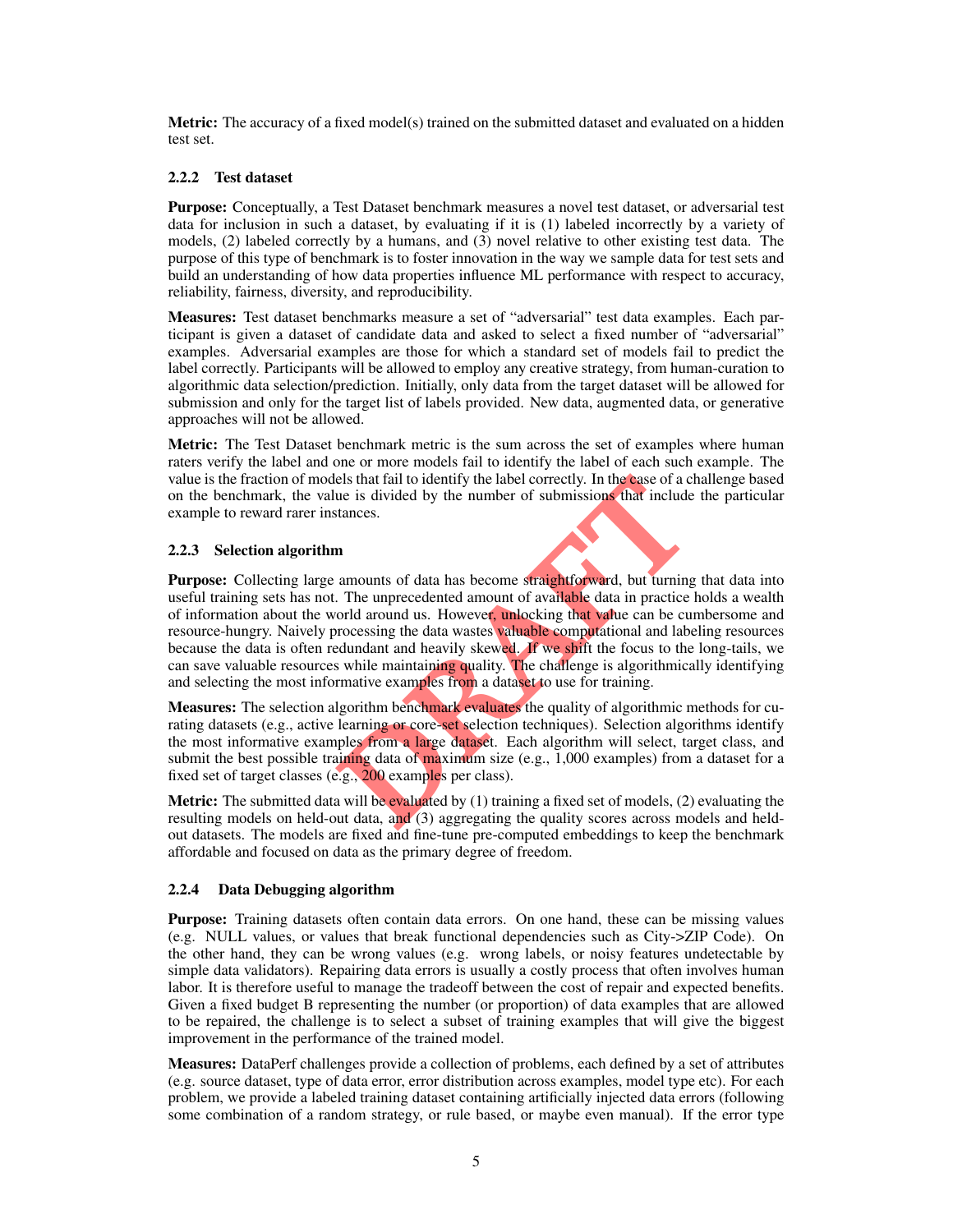**Metric:** The accuracy of a fixed model(s) trained on the submitted dataset and evaluated on a hidden test set.

### 2.2.2 Test dataset

**Purpose:** Conceptually, a Test Dataset benchmark measures a novel test dataset, or adversarial test data for inclusion in such a dataset, by evaluating if it is (1) labeled incorrectly by a variety of models, (2) labeled correctly by a humans, and (3) novel relative to other existing test data. The purpose of this type of benchmark is to foster innovation in the way we sample data for test sets and build an understanding of how data properties influence ML performance with respect to accuracy, reliability, fairness, diversity, and reproducibility.

**Measures:** Test dataset benchmarks measure a set of "adversarial" test data examples. Each participant is given a dataset of candidate data and asked to select a fixed number of "adversarial" examples. Adversarial examples are those for which a standard set of models fail to predict the label correctly. Participants will be allowed to employ any creative strategy, from human-curation to algorithmic data selection/prediction. Initially, only data from the target dataset will be allowed for submission and only for the target list of labels provided. New data, augmented data, or generative approaches will not be allowed.

**Metric:** The Test Dataset benchmark metric is the sum across the set of examples where human raters verify the label and one or more models fail to identify the label of each such example. The value is the fraction of models that fail to identify the label correctly. In the case of a challenge based on the benchmark, the value is divided by the number of submissions that include the particular example to reward rarer instances.

### 2.2.3 Selection algorithm

**Purpose:** Collecting large amounts of data has become straightforward, but turning that data into useful training sets has not. The unprecedented amount of available data in practice holds a wealth of information about the world around us. However, unlocking that value can be cumbersome and resource-hungry. Naively processing the data wastes valuable computational and labeling resources because the data is often redundant and heavily skewed. If we shift the focus to the long-tails, we can save valuable resources while maintaining quality. The challenge is algorithmically identifying and selecting the most informative examples from a dataset to use for training.

**Measures:** The selection algorithm benchmark evaluates the quality of algorithmic methods for curating datasets (e.g., active learning or core-set selection techniques). Selection algorithms identify the most informative examples from a large dataset. Each algorithm will select, target class, and submit the best possible training data of maximum size (e.g., 1,000 examples) from a dataset for a fixed set of target classes (e.g., 200 examples per class).

**Metric:** The submitted data will be evaluated by (1) training a fixed set of models, (2) evaluating the resulting models on held-out data, and (3) aggregating the quality scores across models and held-out datasets. The models are fixed and fine-tune pre-computed embeddings to keep the benchmark affordable and focused on data as the primary degree of freedom.

### 2.2.4 Data Debugging algorithm

**Purpose:** Training datasets often contain data errors. On one hand, these can be missing values (e.g. NULL values, or values that break functional dependencies such as City->ZIP Code). On the other hand, they can be wrong values (e.g. wrong labels, or noisy features undetectable by simple data validators). Repairing data errors is usually a costly process that often involves human labor. It is therefore useful to manage the tradeoff between the cost of repair and expected benefits. Given a fixed budget B representing the number (or proportion) of data examples that are allowed to be repaired, the challenge is to select a subset of training examples that will give the biggest improvement in the performance of the trained model.

**Measures:** DataPerf challenges provide a collection of problems, each defined by a set of attributes (e.g. source dataset, type of data error, error distribution across examples, model type etc). For each problem, we provide a labeled training dataset containing artificially injected data errors (following some combination of a random strategy, or rule based, or maybe even manual). If the error type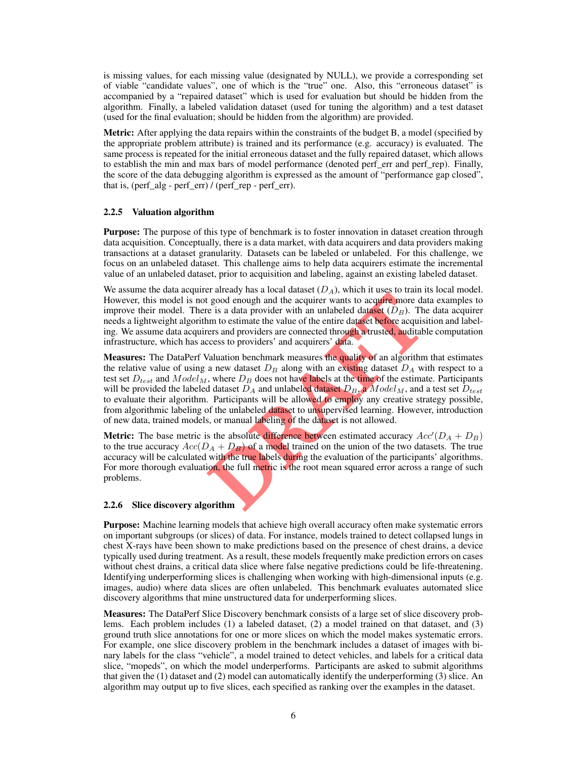is missing values, for each missing value (designated by NULL), we provide a corresponding set of viable "candidate values", one of which is the "true" one. Also, this "erroneous dataset" is accompanied by a "repaired dataset" which is used for evaluation but should be hidden from the algorithm. Finally, a labeled validation dataset (used for tuning the algorithm) and a test dataset (used for the final evaluation; should be hidden from the algorithm) are provided.

**Metric:** After applying the data repairs within the constraints of the budget B, a model (specified by the appropriate problem attribute) is trained and its performance (e.g. accuracy) is evaluated. The same process is repeated for the initial erroneous dataset and the fully repaired dataset, which allows to establish the min and max bars of model performance (denoted perf_err and perf_rep). Finally, the score of the data debugging algorithm is expressed as the amount of "performance gap closed", that is, (perf_alg - perf_err) / (perf_rep - perf_err).

#### 2.2.5 Valuation algorithm

**Purpose:** The purpose of this type of benchmark is to foster innovation in dataset creation through data acquisition. Conceptually, there is a data market, with data acquirers and data providers making transactions at a dataset granularity. Datasets can be labeled or unlabeled. For this challenge, we focus on an unlabeled dataset. This challenge aims to help data acquirers estimate the incremental value of an unlabeled dataset, prior to acquisition and labeling, against an existing labeled dataset.

We assume the data acquirer already has a local dataset ($D_A$), which it uses to train its local model. However, this model is not good enough and the acquirer wants to acquire more data examples to improve their model. There is a data provider with an unlabeled dataset ($D_B$). The data acquirer needs a lightweight algorithm to estimate the value of the entire dataset before acquisition and labeling. We assume data acquirers and providers are connected through a trusted, auditable computation infrastructure, which has access to providers' and acquirers' data.

**Measures:** The DataPerf Valuation benchmark measures the quality of an algorithm that estimates the relative value of using a new dataset $D_B$ along with an existing dataset $D_A$ with respect to a test set $D_{test}$ and $Model_M$, where $D_B$ does not have labels at the time of the estimate. Participants will be provided the labeled dataset $D_A$ and unlabeled dataset $D_B$, a $Model_M$, and a test set $D_{test}$ to evaluate their algorithm. Participants will be allowed to employ any creative strategy possible, from algorithmic labeling of the unlabeled dataset to unsupervised learning. However, introduction of new data, trained models, or manual labeling of the dataset is not allowed.

**Metric:** The base metric is the absolute difference between estimated accuracy $Acc'(D_A + D_B)$ to the true accuracy $Acc(D_A + D_B)$ of a model trained on the union of the two datasets. The true accuracy will be calculated with the true labels during the evaluation of the participants' algorithms. For more thorough evaluation, the full metric is the root mean squared error across a range of such problems.

#### 2.2.6 Slice discovery algorithm

**Purpose:** Machine learning models that achieve high overall accuracy often make systematic errors on important subgroups (or slices) of data. For instance, models trained to detect collapsed lungs in chest X-rays have been shown to make predictions based on the presence of chest drains, a device typically used during treatment. As a result, these models frequently make prediction errors on cases without chest drains, a critical data slice where false negative predictions could be life-threatening. Identifying underperforming slices is challenging when working with high-dimensional inputs (e.g. images, audio) where data slices are often unlabeled. This benchmark evaluates automated slice discovery algorithms that mine unstructured data for underperforming slices.

**Measures:** The DataPerf Slice Discovery benchmark consists of a large set of slice discovery problems. Each problem includes (1) a labeled dataset, (2) a model trained on that dataset, and (3) ground truth slice annotations for one or more slices on which the model makes systematic errors. For example, one slice discovery problem in the benchmark includes a dataset of images with binary labels for the class "vehicle", a model trained to detect vehicles, and labels for a critical data slice, "mopeds", on which the model underperforms. Participants are asked to submit algorithms that given the (1) dataset and (2) model can automatically identify the underperforming (3) slice. An algorithm may output up to five slices, each specified as ranking over the examples in the dataset.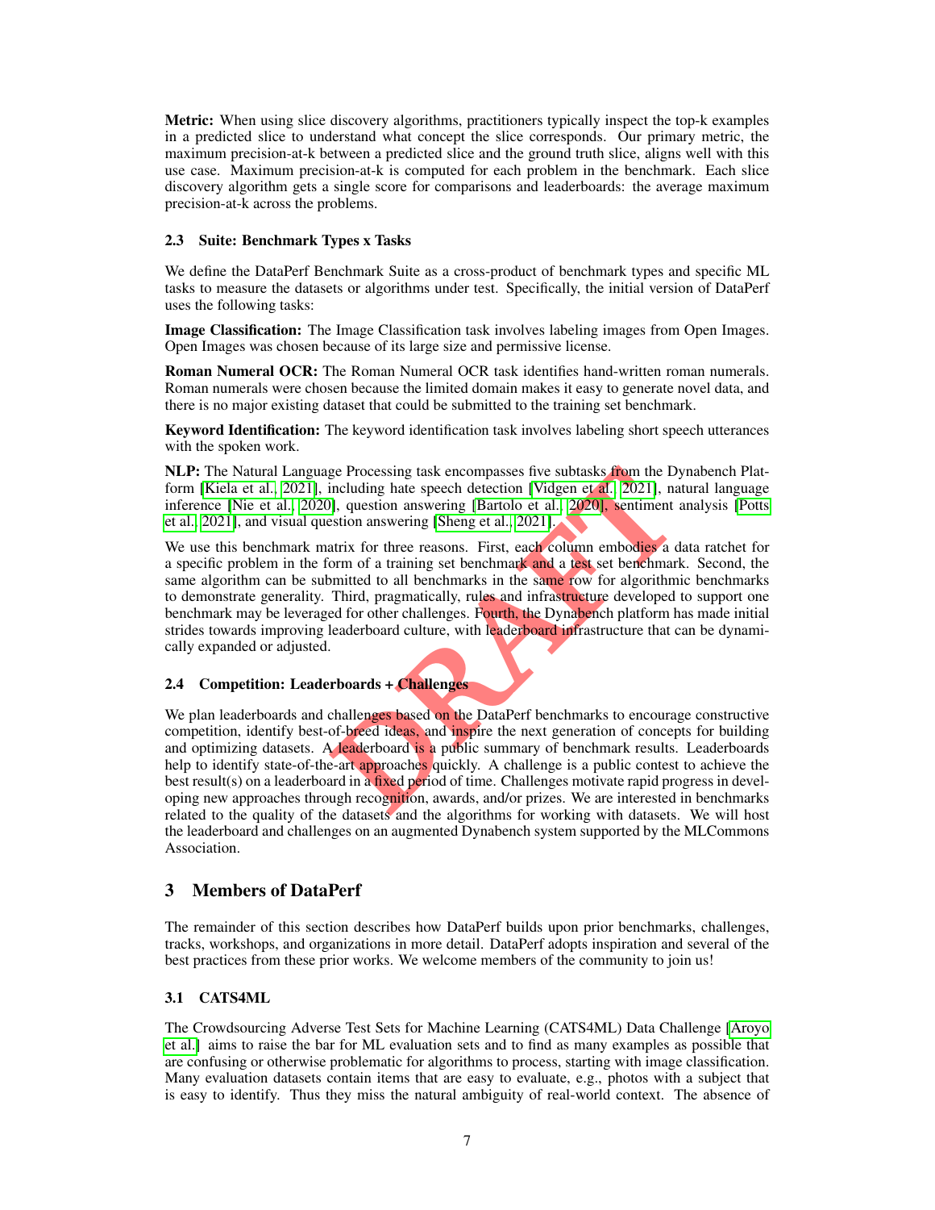**Metric:** When using slice discovery algorithms, practitioners typically inspect the top-k examples in a predicted slice to understand what concept the slice corresponds. Our primary metric, the maximum precision-at-k between a predicted slice and the ground truth slice, aligns well with this use case. Maximum precision-at-k is computed for each problem in the benchmark. Each slice discovery algorithm gets a single score for comparisons and leaderboards: the average maximum precision-at-k across the problems.

### 2.3 Suite: Benchmark Types x Tasks

We define the DataPerf Benchmark Suite as a cross-product of benchmark types and specific ML tasks to measure the datasets or algorithms under test. Specifically, the initial version of DataPerf uses the following tasks:

**Image Classification:** The Image Classification task involves labeling images from Open Images. Open Images was chosen because of its large size and permissive license.

**Roman Numeral OCR:** The Roman Numeral OCR task identifies hand-written roman numerals. Roman numerals were chosen because the limited domain makes it easy to generate novel data, and there is no major existing dataset that could be submitted to the training set benchmark.

**Keyword Identification:** The keyword identification task involves labeling short speech utterances with the spoken work.

**NLP:** The Natural Language Processing task encompasses five subtasks from the Dynabench Platform [Kiela et al., 2021], including hate speech detection [Vidgen et al., 2021], natural language inference [Nie et al., 2020], question answering [Bartolo et al., 2020], sentiment analysis [Potts et al., 2021], and visual question answering [Sheng et al., 2021].

We use this benchmark matrix for three reasons. First, each column embodies a data ratchet for a specific problem in the form of a training set benchmark and a test set benchmark. Second, the same algorithm can be submitted to all benchmarks in the same row for algorithmic benchmarks to demonstrate generality. Third, pragmatically, rules and infrastructure developed to support one benchmark may be leveraged for other challenges. Fourth, the Dynabench platform has made initial strides towards improving leaderboard culture, with leaderboard infrastructure that can be dynamically expanded or adjusted.

### 2.4 Competition: Leaderboards + Challenges

We plan leaderboards and challenges based on the DataPerf benchmarks to encourage constructive competition, identify best-of-breed ideas, and inspire the next generation of concepts for building and optimizing datasets. A leaderboard is a public summary of benchmark results. Leaderboards help to identify state-of-the-art approaches quickly. A challenge is a public contest to achieve the best result(s) on a leaderboard in a fixed period of time. Challenges motivate rapid progress in developing new approaches through recognition, awards, and/or prizes. We are interested in benchmarks related to the quality of the datasets and the algorithms for working with datasets. We will host the leaderboard and challenges on an augmented Dynabench system supported by the MLCommons Association.

## 3 Members of DataPerf

The remainder of this section describes how DataPerf builds upon prior benchmarks, challenges, tracks, workshops, and organizations in more detail. DataPerf adopts inspiration and several of the best practices from these prior works. We welcome members of the community to join us!

### 3.1 CATS4ML

The Crowdsourcing Adverse Test Sets for Machine Learning (CATS4ML) Data Challenge [Aroyo et al.] aims to raise the bar for ML evaluation sets and to find as many examples as possible that are confusing or otherwise problematic for algorithms to process, starting with image classification. Many evaluation datasets contain items that are easy to evaluate, e.g., photos with a subject that is easy to identify. Thus they miss the natural ambiguity of real-world context. The absence of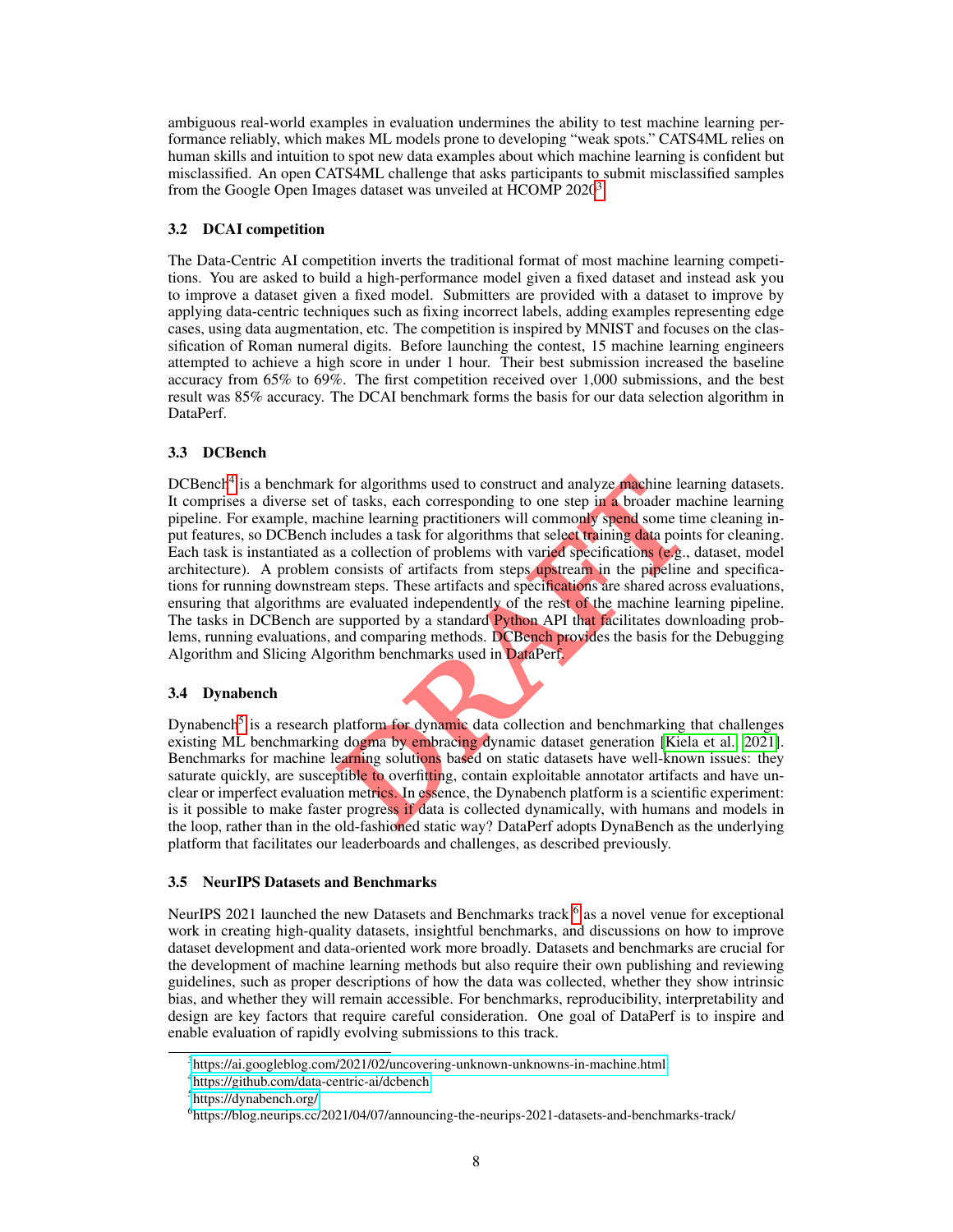ambiguous real-world examples in evaluation undermines the ability to test machine learning performance reliably, which makes ML models prone to developing "weak spots." CATS4ML relies on human skills and intuition to spot new data examples about which machine learning is confident but misclassified. An open CATS4ML challenge that asks participants to submit misclassified samples from the Google Open Images dataset was unveiled at HCOMP 2020[3].

### 3.2 DCAI competition

The Data-Centric AI competition inverts the traditional format of most machine learning competitions. You are asked to build a high-performance model given a fixed dataset and instead ask you to improve a dataset given a fixed model. Submitters are provided with a dataset to improve by applying data-centric techniques such as fixing incorrect labels, adding examples representing edge cases, using data augmentation, etc. The competition is inspired by MNIST and focuses on the classification of Roman numeral digits. Before launching the contest, 15 machine learning engineers attempted to achieve a high score in under 1 hour. Their best submission increased the baseline accuracy from 65% to 69%. The first competition received over 1,000 submissions, and the best result was 85% accuracy. The DCAI benchmark forms the basis for our data selection algorithm in DataPerf.

### 3.3 DCBench

DCBench[4] is a benchmark for algorithms used to construct and analyze machine learning datasets. It comprises a diverse set of tasks, each corresponding to one step in a broader machine learning pipeline. For example, machine learning practitioners will commonly spend some time cleaning input features, so DCBench includes a task for algorithms that select training data points for cleaning. Each task is instantiated as a collection of problems with varied specifications (e.g., dataset, model architecture). A problem consists of artifacts from steps upstream in the pipeline and specifications for running downstream steps. These artifacts and specifications are shared across evaluations, ensuring that algorithms are evaluated independently of the rest of the machine learning pipeline. The tasks in DCBench are supported by a standard Python API that facilitates downloading problems, running evaluations, and comparing methods. DCBench provides the basis for the Debugging Algorithm and Slicing Algorithm benchmarks used in DataPerf.

### 3.4 Dynabench

Dynabench[5] is a research platform for dynamic data collection and benchmarking that challenges existing ML benchmarking dogma by embracing dynamic dataset generation [Kiela et al., 2021]. Benchmarks for machine learning solutions based on static datasets have well-known issues: they saturate quickly, are susceptible to overfitting, contain exploitable annotator artifacts and have unclear or imperfect evaluation metrics. In essence, the Dynabench platform is a scientific experiment: is it possible to make faster progress if data is collected dynamically, with humans and models in the loop, rather than in the old-fashioned static way? DataPerf adopts DynaBench as the underlying platform that facilitates our leaderboards and challenges, as described previously.

### 3.5 NeurIPS Datasets and Benchmarks

NeurIPS 2021 launched the new Datasets and Benchmarks track [6] as a novel venue for exceptional work in creating high-quality datasets, insightful benchmarks, and discussions on how to improve dataset development and data-oriented work more broadly. Datasets and benchmarks are crucial for the development of machine learning methods but also require their own publishing and reviewing guidelines, such as proper descriptions of how the data was collected, whether they show intrinsic bias, and whether they will remain accessible. For benchmarks, reproducibility, interpretability and design are key factors that require careful consideration. One goal of DataPerf is to inspire and enable evaluation of rapidly evolving submissions to this track.

---

[3] https://ai.googleblog.com/2021/02/uncovering-unknown-unknowns-in-machine.html

[4] https://github.com/data-centric-ai/dcbench

[5] https://dynabench.org/

[6] https://blog.neurips.cc/2021/04/07/announcing-the-neurips-2021-datasets-and-benchmarks-track/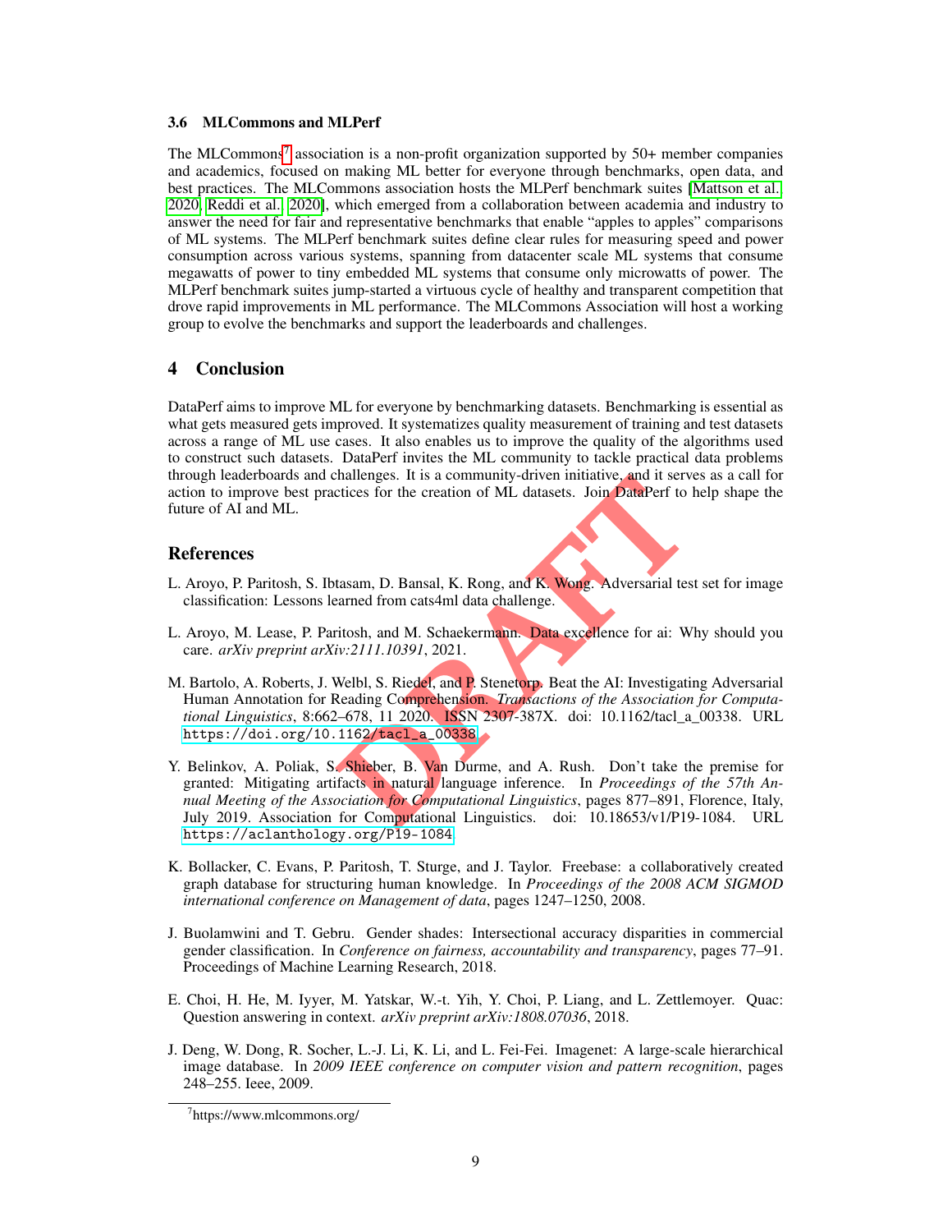### 3.6 MLCommons and MLPerf

The MLCommons[7] association is a non-profit organization supported by 50+ member companies and academics, focused on making ML better for everyone through benchmarks, open data, and best practices. The MLCommons association hosts the MLPerf benchmark suites [Mattson et al. 2020, Reddi et al. 2020], which emerged from a collaboration between academia and industry to answer the need for fair and representative benchmarks that enable "apples to apples" comparisons of ML systems. The MLPerf benchmark suites define clear rules for measuring speed and power consumption across various systems, spanning from datacenter scale ML systems that consume megawatts of power to tiny embedded ML systems that consume only microwatts of power. The MLPerf benchmark suites jump-started a virtuous cycle of healthy and transparent competition that drove rapid improvements in ML performance. The MLCommons Association will host a working group to evolve the benchmarks and support the leaderboards and challenges.

## 4 Conclusion

DataPerf aims to improve ML for everyone by benchmarking datasets. Benchmarking is essential as what gets measured gets improved. It systematizes quality measurement of training and test datasets across a range of ML use cases. It also enables us to improve the quality of the algorithms used to construct such datasets. DataPerf invites the ML community to tackle practical data problems through leaderboards and challenges. It is a community-driven initiative, and it serves as a call for action to improve best practices for the creation of ML datasets. Join DataPerf to help shape the future of AI and ML.

## References

L. Aroyo, P. Paritosh, S. Ibtasam, D. Bansal, K. Rong, and K. Wong. Adversarial test set for image classification: Lessons learned from cats4ml data challenge.

L. Aroyo, M. Lease, P. Paritosh, and M. Schaekermann. Data excellence for ai: Why should you care. *arXiv preprint arXiv:2111.10391*, 2021.

M. Bartolo, A. Roberts, J. Welbl, S. Riedel, and P. Stenetorp. Beat the AI: Investigating Adversarial Human Annotation for Reading Comprehension. *Transactions of the Association for Computational Linguistics*, 8:662–678, 11 2020. ISSN 2307-387X. doi: 10.1162/tacl_a_00338. URL `https://doi.org/10.1162/tacl_a_00338`.

Y. Belinkov, A. Poliak, S. Shieber, B. Van Durme, and A. Rush. Don't take the premise for granted: Mitigating artifacts in natural language inference. In *Proceedings of the 57th Annual Meeting of the Association for Computational Linguistics*, pages 877–891, Florence, Italy, July 2019. Association for Computational Linguistics. doi: 10.18653/v1/P19-1084. URL `https://aclanthology.org/P19-1084`.

K. Bollacker, C. Evans, P. Paritosh, T. Sturge, and J. Taylor. Freebase: a collaboratively created graph database for structuring human knowledge. In *Proceedings of the 2008 ACM SIGMOD international conference on Management of data*, pages 1247–1250, 2008.

J. Buolamwini and T. Gebru. Gender shades: Intersectional accuracy disparities in commercial gender classification. In *Conference on fairness, accountability and transparency*, pages 77–91. Proceedings of Machine Learning Research, 2018.

E. Choi, H. He, M. Iyyer, M. Yatskar, W.-t. Yih, Y. Choi, P. Liang, and L. Zettlemoyer. Quac: Question answering in context. *arXiv preprint arXiv:1808.07036*, 2018.

J. Deng, W. Dong, R. Socher, L.-J. Li, K. Li, and L. Fei-Fei. Imagenet: A large-scale hierarchical image database. In *2009 IEEE conference on computer vision and pattern recognition*, pages 248–255. Ieee, 2009.

[7] https://www.mlcommons.org/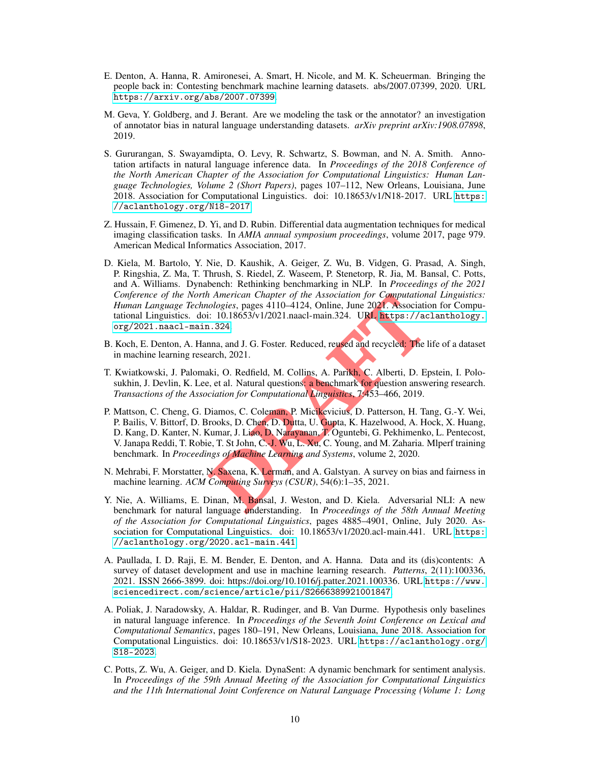E. Denton, A. Hanna, R. Amironesei, A. Smart, H. Nicole, and M. K. Scheuerman. Bringing the people back in: Contesting benchmark machine learning datasets. abs/2007.07399, 2020. URL https://arxiv.org/abs/2007.07399.

M. Geva, Y. Goldberg, and J. Berant. Are we modeling the task or the annotator? an investigation of annotator bias in natural language understanding datasets. *arXiv preprint arXiv:1908.07898*, 2019.

S. Gururangan, S. Swayamdipta, O. Levy, R. Schwartz, S. Bowman, and N. A. Smith. Annotation artifacts in natural language inference data. In *Proceedings of the 2018 Conference of the North American Chapter of the Association for Computational Linguistics: Human Language Technologies, Volume 2 (Short Papers)*, pages 107–112, New Orleans, Louisiana, June 2018. Association for Computational Linguistics. doi: 10.18653/v1/N18-2017. URL https://aclanthology.org/N18-2017.

Z. Hussain, F. Gimenez, D. Yi, and D. Rubin. Differential data augmentation techniques for medical imaging classification tasks. In *AMIA annual symposium proceedings*, volume 2017, page 979. American Medical Informatics Association, 2017.

D. Kiela, M. Bartolo, Y. Nie, D. Kaushik, A. Geiger, Z. Wu, B. Vidgen, G. Prasad, A. Singh, P. Ringshia, Z. Ma, T. Thrush, S. Riedel, Z. Waseem, P. Stenetorp, R. Jia, M. Bansal, C. Potts, and A. Williams. Dynabench: Rethinking benchmarking in NLP. In *Proceedings of the 2021 Conference of the North American Chapter of the Association for Computational Linguistics: Human Language Technologies*, pages 4110–4124, Online, June 2021. Association for Computational Linguistics. doi: 10.18653/v1/2021.naacl-main.324. URL https://aclanthology.org/2021.naacl-main.324.

B. Koch, E. Denton, A. Hanna, and J. G. Foster. Reduced, reused and recycled: The life of a dataset in machine learning research, 2021.

T. Kwiatkowski, J. Palomaki, O. Redfield, M. Collins, A. Parikh, C. Alberti, D. Epstein, I. Polosukhin, J. Devlin, K. Lee, et al. Natural questions: a benchmark for question answering research. *Transactions of the Association for Computational Linguistics*, 7:453–466, 2019.

P. Mattson, C. Cheng, G. Diamos, C. Coleman, P. Micikevicius, D. Patterson, H. Tang, G.-Y. Wei, P. Bailis, V. Bittorf, D. Brooks, D. Chen, D. Dutta, U. Gupta, K. Hazelwood, A. Hock, X. Huang, D. Kang, D. Kanter, N. Kumar, J. Liao, D. Narayanan, T. Oguntebi, G. Pekhimenko, L. Pentecost, V. Janapa Reddi, T. Robie, T. St John, C.-J. Wu, L. Xu, C. Young, and M. Zaharia. Mlperf training benchmark. In *Proceedings of Machine Learning and Systems*, volume 2, 2020.

N. Mehrabi, F. Morstatter, N. Saxena, K. Lerman, and A. Galstyan. A survey on bias and fairness in machine learning. *ACM Computing Surveys (CSUR)*, 54(6):1–35, 2021.

Y. Nie, A. Williams, E. Dinan, M. Bansal, J. Weston, and D. Kiela. Adversarial NLI: A new benchmark for natural language understanding. In *Proceedings of the 58th Annual Meeting of the Association for Computational Linguistics*, pages 4885–4901, Online, July 2020. Association for Computational Linguistics. doi: 10.18653/v1/2020.acl-main.441. URL https://aclanthology.org/2020.acl-main.441.

A. Paullada, I. D. Raji, E. M. Bender, E. Denton, and A. Hanna. Data and its (dis)contents: A survey of dataset development and use in machine learning research. *Patterns*, 2(11):100336, 2021. ISSN 2666-3899. doi: https://doi.org/10.1016/j.patter.2021.100336. URL https://www.sciencedirect.com/science/article/pii/S2666389921001847.

A. Poliak, J. Naradowsky, A. Haldar, R. Rudinger, and B. Van Durme. Hypothesis only baselines in natural language inference. In *Proceedings of the Seventh Joint Conference on Lexical and Computational Semantics*, pages 180–191, New Orleans, Louisiana, June 2018. Association for Computational Linguistics. doi: 10.18653/v1/S18-2023. URL https://aclanthology.org/S18-2023.

C. Potts, Z. Wu, A. Geiger, and D. Kiela. DynaSent: A dynamic benchmark for sentiment analysis. In *Proceedings of the 59th Annual Meeting of the Association for Computational Linguistics and the 11th International Joint Conference on Natural Language Processing (Volume 1: Long*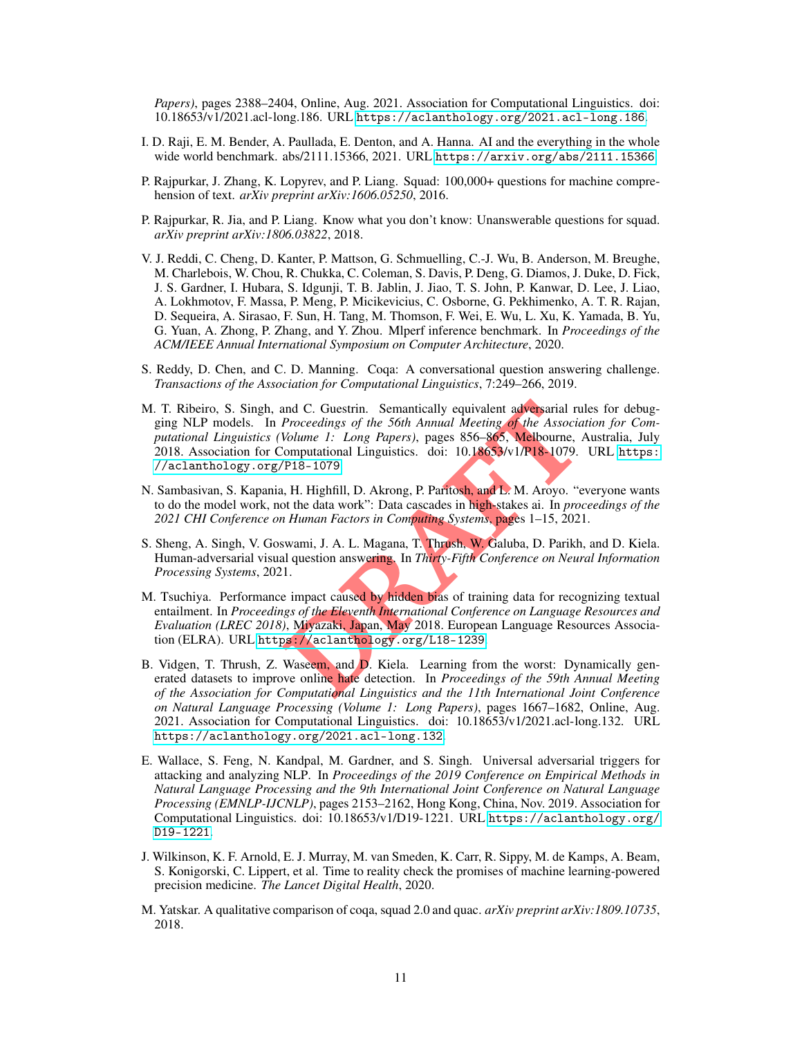*Papers)*, pages 2388–2404, Online, Aug. 2021. Association for Computational Linguistics. doi: 10.18653/v1/2021.acl-long.186. URL https://aclanthology.org/2021.acl-long.186.

I. D. Raji, E. M. Bender, A. Paullada, E. Denton, and A. Hanna. AI and the everything in the whole wide world benchmark. abs/2111.15366, 2021. URL https://arxiv.org/abs/2111.15366.

P. Rajpurkar, J. Zhang, K. Lopyrev, and P. Liang. Squad: 100,000+ questions for machine comprehension of text. *arXiv preprint arXiv:1606.05250*, 2016.

P. Rajpurkar, R. Jia, and P. Liang. Know what you don't know: Unanswerable questions for squad. *arXiv preprint arXiv:1806.03822*, 2018.

V. J. Reddi, C. Cheng, D. Kanter, P. Mattson, G. Schmuelling, C.-J. Wu, B. Anderson, M. Breughe, M. Charlebois, W. Chou, R. Chukka, C. Coleman, S. Davis, P. Deng, G. Diamos, J. Duke, D. Fick, J. S. Gardner, I. Hubara, S. Idgunji, T. B. Jablin, J. Jiao, T. S. John, P. Kanwar, D. Lee, J. Liao, A. Lokhmotov, F. Massa, P. Meng, P. Micikevicius, C. Osborne, G. Pekhimenko, A. T. R. Rajan, D. Sequeira, A. Sirasao, F. Sun, H. Tang, M. Thomson, F. Wei, E. Wu, L. Xu, K. Yamada, B. Yu, G. Yuan, A. Zhong, P. Zhang, and Y. Zhou. Mlperf inference benchmark. In *Proceedings of the ACM/IEEE Annual International Symposium on Computer Architecture*, 2020.

S. Reddy, D. Chen, and C. D. Manning. Coqa: A conversational question answering challenge. *Transactions of the Association for Computational Linguistics*, 7:249–266, 2019.

M. T. Ribeiro, S. Singh, and C. Guestrin. Semantically equivalent adversarial rules for debugging NLP models. In *Proceedings of the 56th Annual Meeting of the Association for Computational Linguistics (Volume 1: Long Papers)*, pages 856–865, Melbourne, Australia, July 2018. Association for Computational Linguistics. doi: 10.18653/v1/P18-1079. URL https://aclanthology.org/P18-1079.

N. Sambasivan, S. Kapania, H. Highfill, D. Akrong, P. Paritosh, and L. M. Aroyo. "everyone wants to do the model work, not the data work": Data cascades in high-stakes ai. In *proceedings of the 2021 CHI Conference on Human Factors in Computing Systems*, pages 1–15, 2021.

S. Sheng, A. Singh, V. Goswami, J. A. L. Magana, T. Thrush, W. Galuba, D. Parikh, and D. Kiela. Human-adversarial visual question answering. In *Thirty-Fifth Conference on Neural Information Processing Systems*, 2021.

M. Tsuchiya. Performance impact caused by hidden bias of training data for recognizing textual entailment. In *Proceedings of the Eleventh International Conference on Language Resources and Evaluation (LREC 2018)*, Miyazaki, Japan, May 2018. European Language Resources Association (ELRA). URL https://aclanthology.org/L18-1239.

B. Vidgen, T. Thrush, Z. Waseem, and D. Kiela. Learning from the worst: Dynamically generated datasets to improve online hate detection. In *Proceedings of the 59th Annual Meeting of the Association for Computational Linguistics and the 11th International Joint Conference on Natural Language Processing (Volume 1: Long Papers)*, pages 1667–1682, Online, Aug. 2021. Association for Computational Linguistics. doi: 10.18653/v1/2021.acl-long.132. URL https://aclanthology.org/2021.acl-long.132.

E. Wallace, S. Feng, N. Kandpal, M. Gardner, and S. Singh. Universal adversarial triggers for attacking and analyzing NLP. In *Proceedings of the 2019 Conference on Empirical Methods in Natural Language Processing and the 9th International Joint Conference on Natural Language Processing (EMNLP-IJCNLP)*, pages 2153–2162, Hong Kong, China, Nov. 2019. Association for Computational Linguistics. doi: 10.18653/v1/D19-1221. URL https://aclanthology.org/D19-1221.

J. Wilkinson, K. F. Arnold, E. J. Murray, M. van Smeden, K. Carr, R. Sippy, M. de Kamps, A. Beam, S. Konigorski, C. Lippert, et al. Time to reality check the promises of machine learning-powered precision medicine. *The Lancet Digital Health*, 2020.

M. Yatskar. A qualitative comparison of coqa, squad 2.0 and quac. *arXiv preprint arXiv:1809.10735*, 2018.